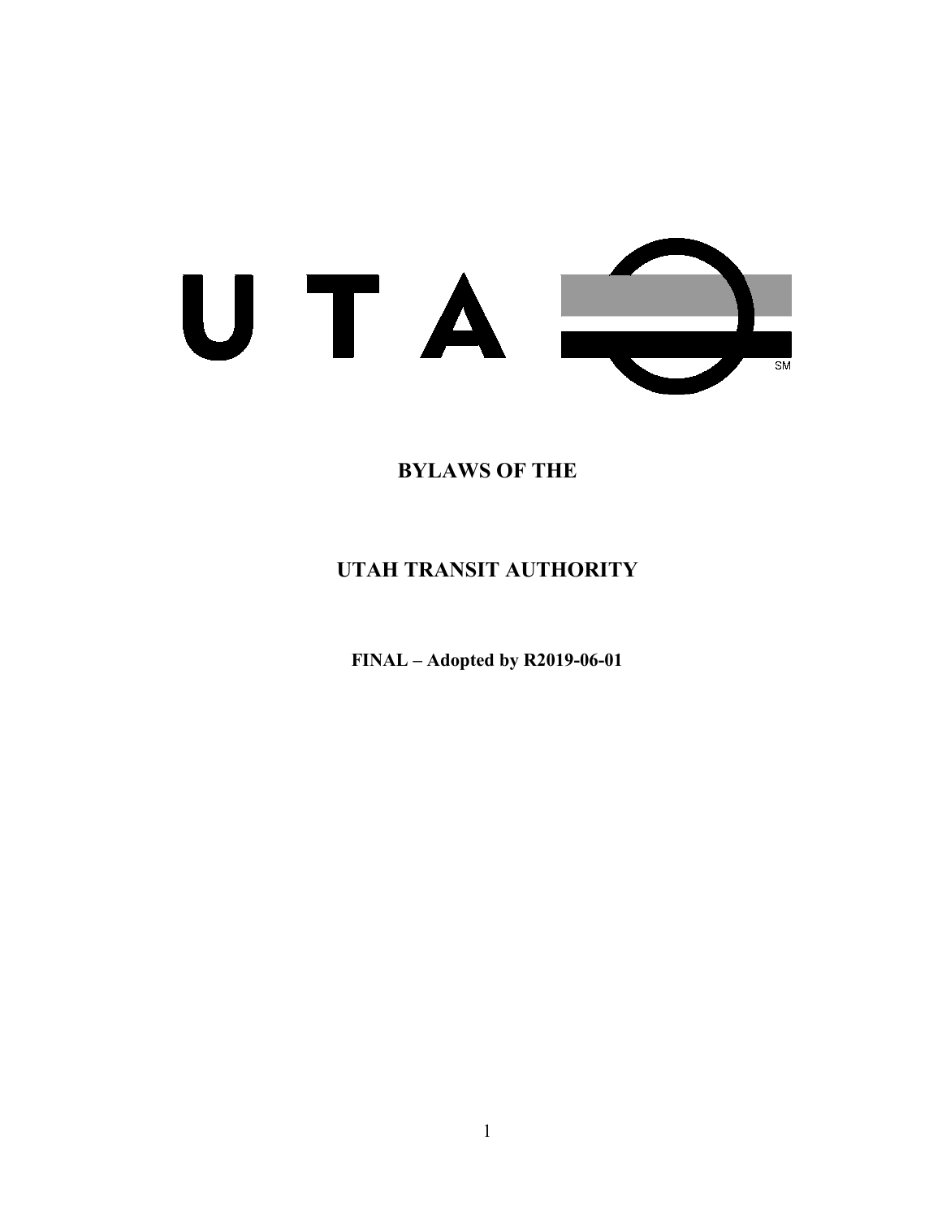UTA

# BYLAWS OF THE

# UTAH TRANSIT AUTHORITY

**FINAL – Adopted by R2019-06-01**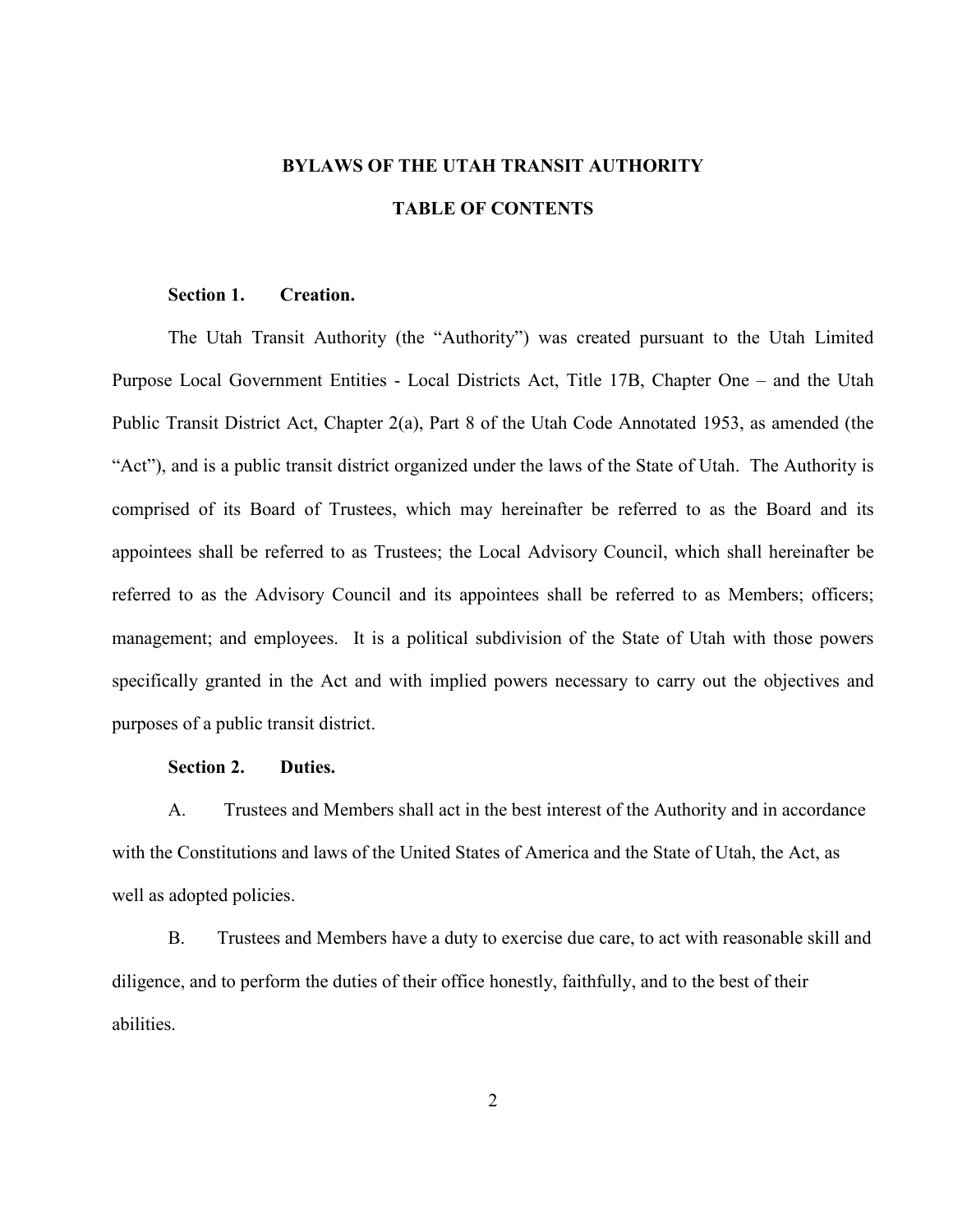# BYLAWS OF THE UTAH TRANSIT AUTHORITY

## TABLE OF CONTENTS

### Section 1. Creation.

The Utah Transit Authority (the "Authority") was created pursuant to the Utah Limited Purpose Local Government Entities - Local Districts Act, Title 17B, Chapter One – and the Utah Public Transit District Act, Chapter 2(a), Part 8 of the Utah Code Annotated 1953, as amended (the "Act"), and is a public transit district organized under the laws of the State of Utah. The Authority is comprised of its Board of Trustees, which may hereinafter be referred to as the Board and its appointees shall be referred to as Trustees; the Local Advisory Council, which shall hereinafter be referred to as the Advisory Council and its appointees shall be referred to as Members; officers; management; and employees. It is a political subdivision of the State of Utah with those powers specifically granted in the Act and with implied powers necessary to carry out the objectives and purposes of a public transit district.

### Section 2. Duties.

A. Trustees and Members shall act in the best interest of the Authority and in accordance with the Constitutions and laws of the United States of America and the State of Utah, the Act, as well as adopted policies.

B. Trustees and Members have a duty to exercise due care, to act with reasonable skill and diligence, and to perform the duties of their office honestly, faithfully, and to the best of their abilities.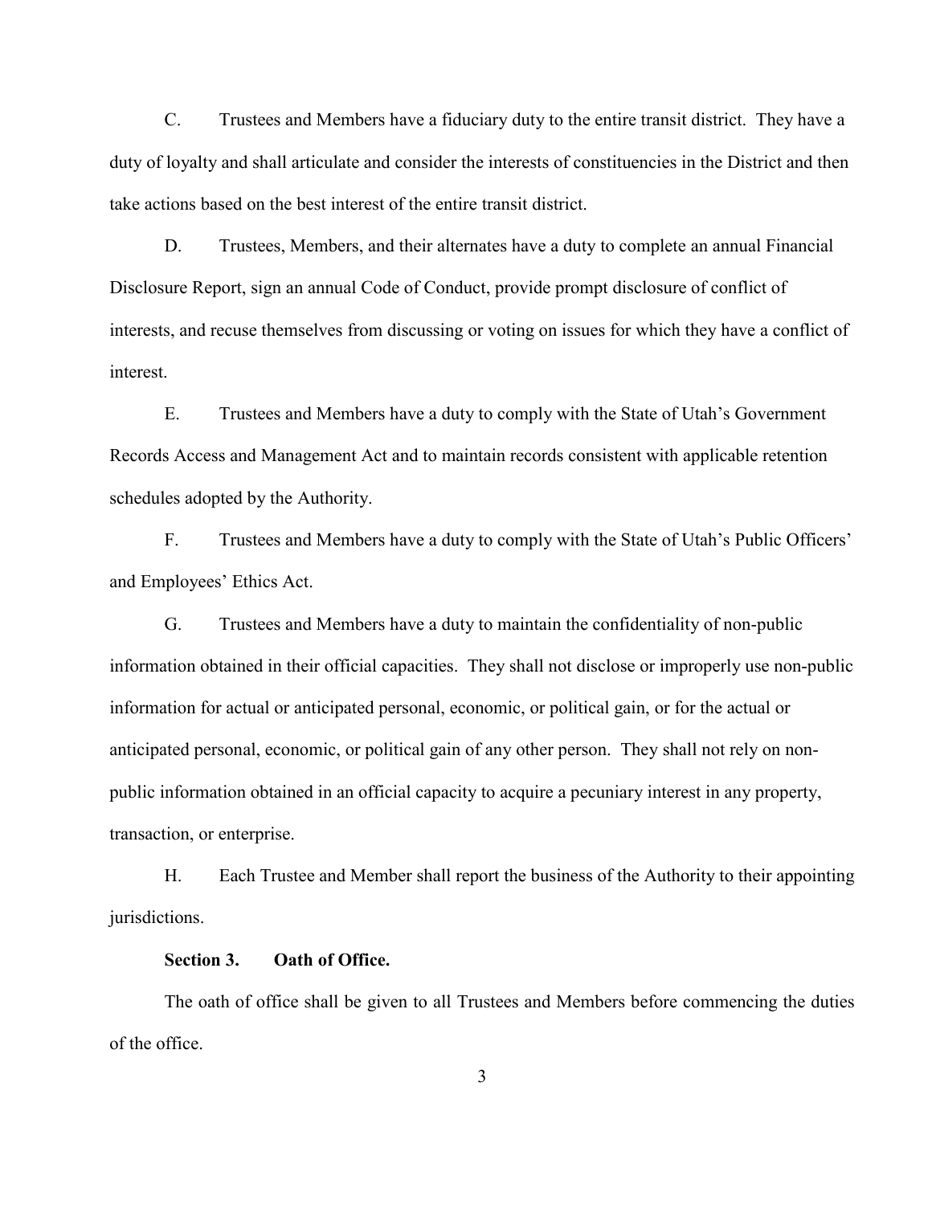C. Trustees and Members have a fiduciary duty to the entire transit district. They have a duty of loyalty and shall articulate and consider the interests of constituencies in the District and then take actions based on the best interest of the entire transit district.

D. Trustees, Members, and their alternates have a duty to complete an annual Financial Disclosure Report, sign an annual Code of Conduct, provide prompt disclosure of conflict of interests, and recuse themselves from discussing or voting on issues for which they have a conflict of interest.

E. Trustees and Members have a duty to comply with the State of Utah's Government Records Access and Management Act and to maintain records consistent with applicable retention schedules adopted by the Authority.

F. Trustees and Members have a duty to comply with the State of Utah's Public Officers' and Employees' Ethics Act.

G. Trustees and Members have a duty to maintain the confidentiality of non-public information obtained in their official capacities. They shall not disclose or improperly use non-public information for actual or anticipated personal, economic, or political gain, or for the actual or anticipated personal, economic, or political gain of any other person. They shall not rely on non-public information obtained in an official capacity to acquire a pecuniary interest in any property, transaction, or enterprise.

H. Each Trustee and Member shall report the business of the Authority to their appointing jurisdictions.

**Section 3. Oath of Office.**

The oath of office shall be given to all Trustees and Members before commencing the duties of the office.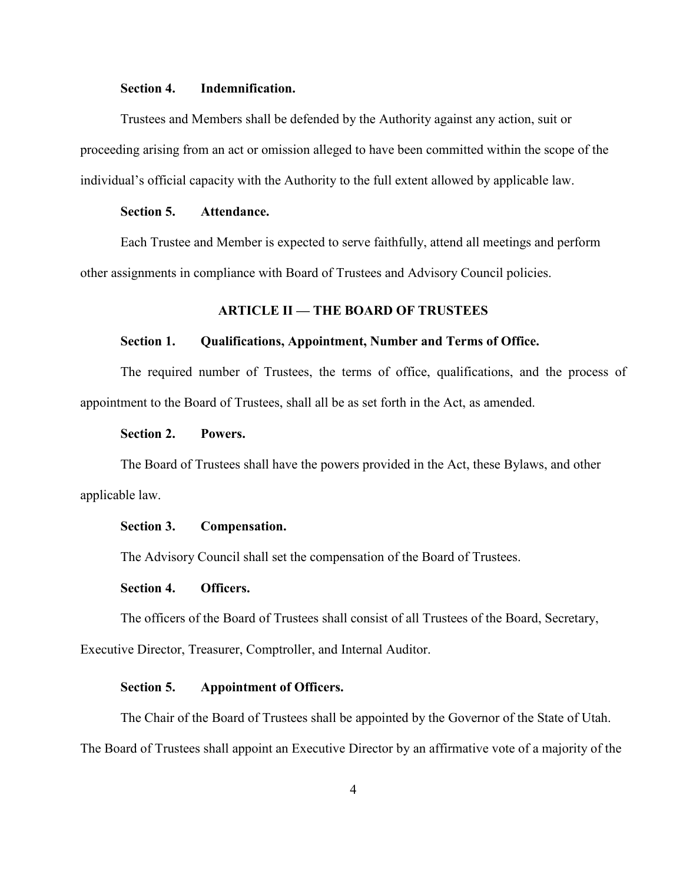**Section 4. Indemnification.**

Trustees and Members shall be defended by the Authority against any action, suit or proceeding arising from an act or omission alleged to have been committed within the scope of the individual's official capacity with the Authority to the full extent allowed by applicable law.

**Section 5. Attendance.**

Each Trustee and Member is expected to serve faithfully, attend all meetings and perform other assignments in compliance with Board of Trustees and Advisory Council policies.

## ARTICLE II — THE BOARD OF TRUSTEES

**Section 1. Qualifications, Appointment, Number and Terms of Office.**

The required number of Trustees, the terms of office, qualifications, and the process of appointment to the Board of Trustees, shall all be as set forth in the Act, as amended.

**Section 2. Powers.**

The Board of Trustees shall have the powers provided in the Act, these Bylaws, and other applicable law.

**Section 3. Compensation.**

The Advisory Council shall set the compensation of the Board of Trustees.

**Section 4. Officers.**

The officers of the Board of Trustees shall consist of all Trustees of the Board, Secretary, Executive Director, Treasurer, Comptroller, and Internal Auditor.

**Section 5. Appointment of Officers.**

The Chair of the Board of Trustees shall be appointed by the Governor of the State of Utah. The Board of Trustees shall appoint an Executive Director by an affirmative vote of a majority of the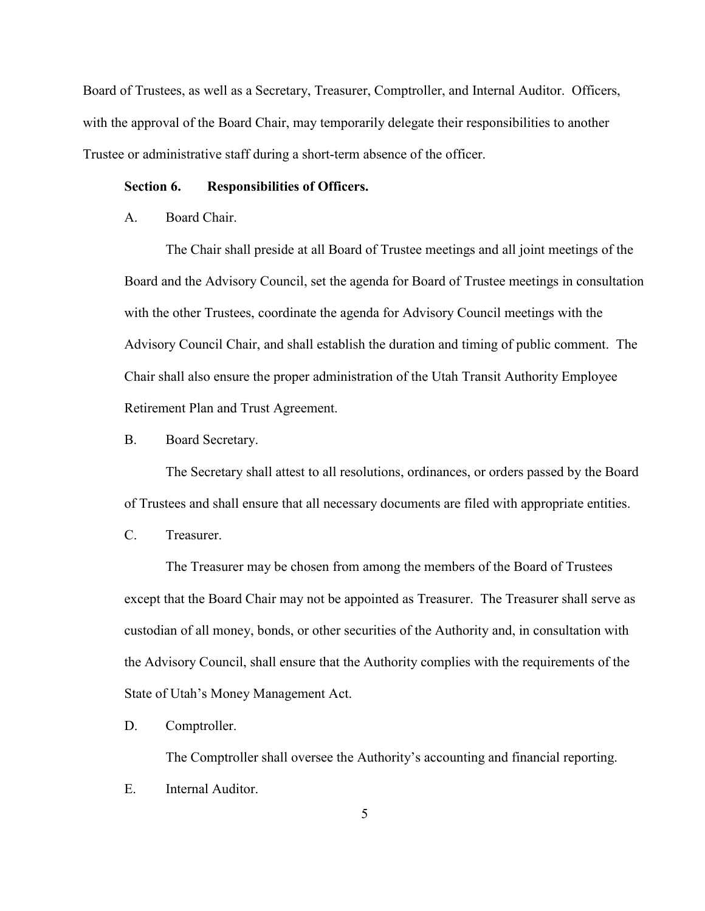Board of Trustees, as well as a Secretary, Treasurer, Comptroller, and Internal Auditor. Officers, with the approval of the Board Chair, may temporarily delegate their responsibilities to another Trustee or administrative staff during a short-term absence of the officer.

**Section 6. Responsibilities of Officers.**

A. Board Chair.

The Chair shall preside at all Board of Trustee meetings and all joint meetings of the Board and the Advisory Council, set the agenda for Board of Trustee meetings in consultation with the other Trustees, coordinate the agenda for Advisory Council meetings with the Advisory Council Chair, and shall establish the duration and timing of public comment. The Chair shall also ensure the proper administration of the Utah Transit Authority Employee Retirement Plan and Trust Agreement.

B. Board Secretary.

The Secretary shall attest to all resolutions, ordinances, or orders passed by the Board of Trustees and shall ensure that all necessary documents are filed with appropriate entities.

C. Treasurer.

The Treasurer may be chosen from among the members of the Board of Trustees except that the Board Chair may not be appointed as Treasurer. The Treasurer shall serve as custodian of all money, bonds, or other securities of the Authority and, in consultation with the Advisory Council, shall ensure that the Authority complies with the requirements of the State of Utah's Money Management Act.

D. Comptroller.

The Comptroller shall oversee the Authority's accounting and financial reporting.

E. Internal Auditor.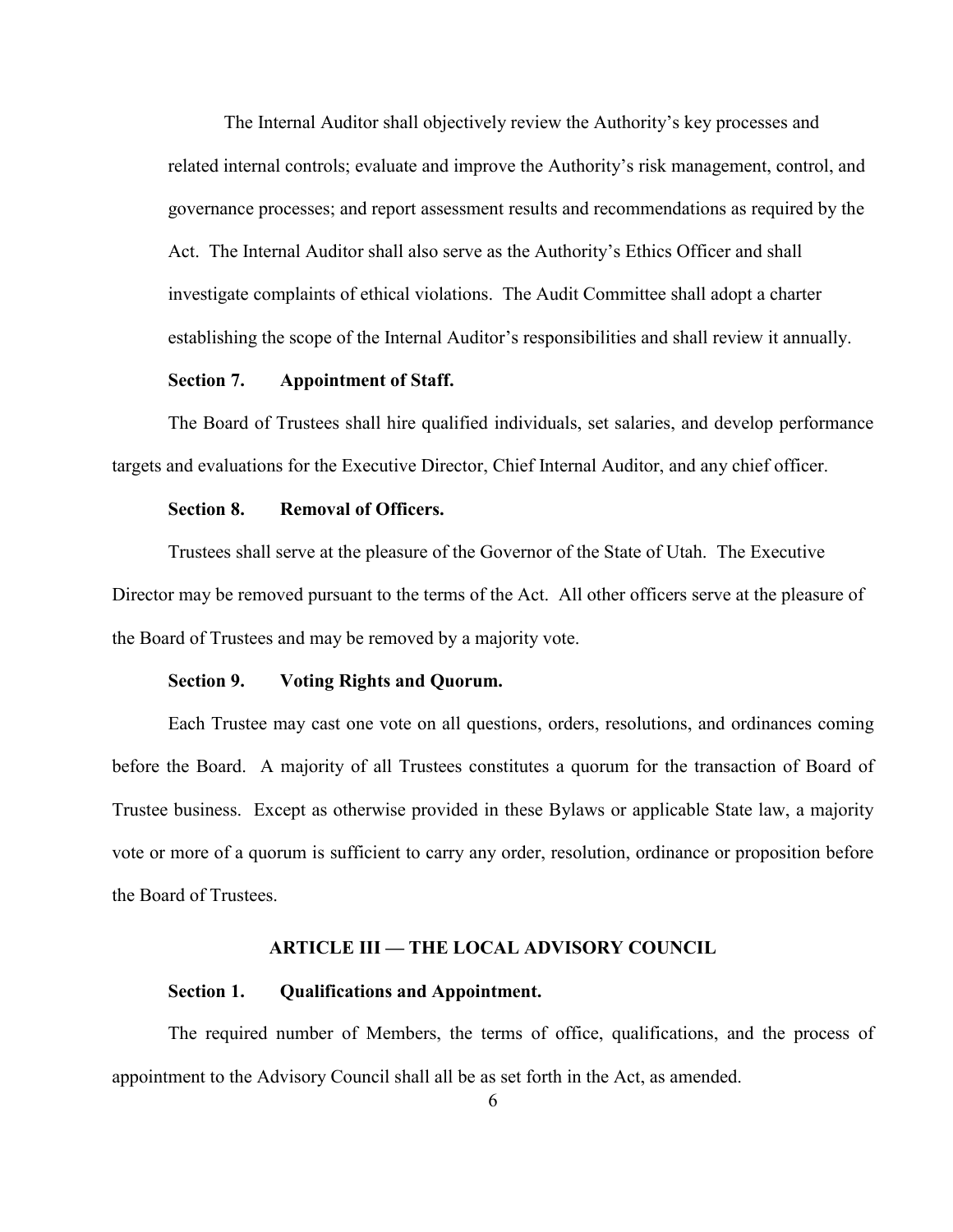The Internal Auditor shall objectively review the Authority's key processes and related internal controls; evaluate and improve the Authority's risk management, control, and governance processes; and report assessment results and recommendations as required by the Act. The Internal Auditor shall also serve as the Authority's Ethics Officer and shall investigate complaints of ethical violations. The Audit Committee shall adopt a charter establishing the scope of the Internal Auditor's responsibilities and shall review it annually.

**Section 7. Appointment of Staff.**

The Board of Trustees shall hire qualified individuals, set salaries, and develop performance targets and evaluations for the Executive Director, Chief Internal Auditor, and any chief officer.

**Section 8. Removal of Officers.**

Trustees shall serve at the pleasure of the Governor of the State of Utah. The Executive Director may be removed pursuant to the terms of the Act. All other officers serve at the pleasure of the Board of Trustees and may be removed by a majority vote.

**Section 9. Voting Rights and Quorum.**

Each Trustee may cast one vote on all questions, orders, resolutions, and ordinances coming before the Board. A majority of all Trustees constitutes a quorum for the transaction of Board of Trustee business. Except as otherwise provided in these Bylaws or applicable State law, a majority vote or more of a quorum is sufficient to carry any order, resolution, ordinance or proposition before the Board of Trustees.

## ARTICLE III — THE LOCAL ADVISORY COUNCIL

**Section 1. Qualifications and Appointment.**

The required number of Members, the terms of office, qualifications, and the process of appointment to the Advisory Council shall all be as set forth in the Act, as amended.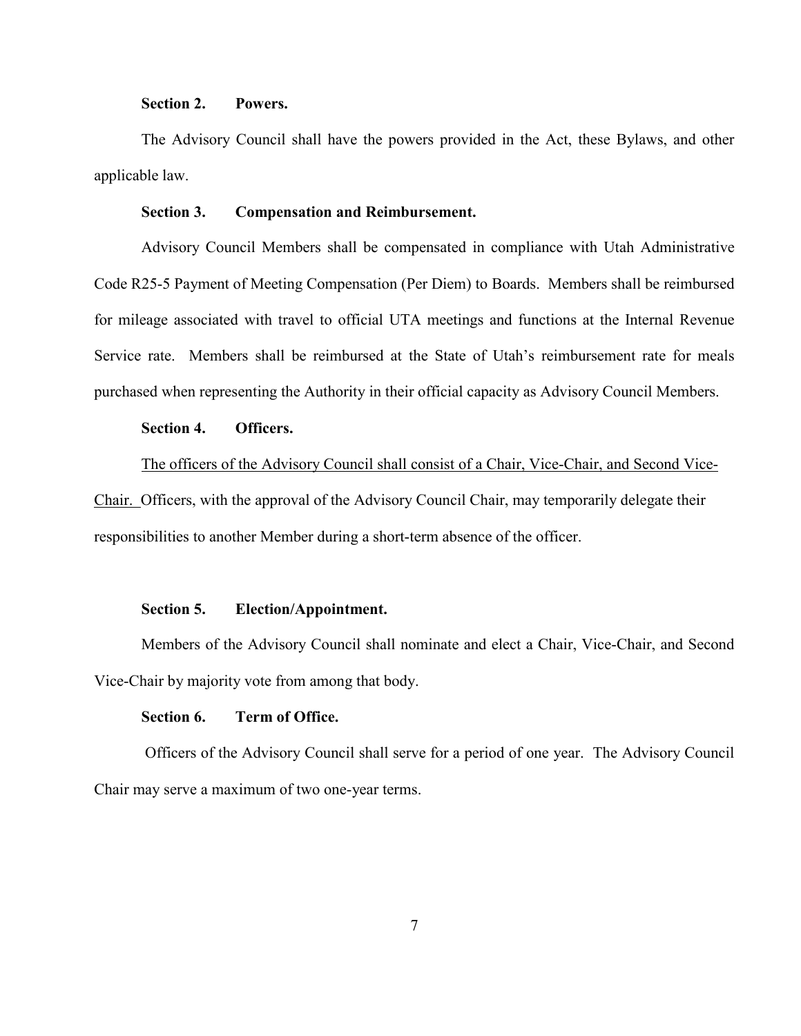**Section 2. Powers.**

The Advisory Council shall have the powers provided in the Act, these Bylaws, and other applicable law.

**Section 3. Compensation and Reimbursement.**

Advisory Council Members shall be compensated in compliance with Utah Administrative Code R25-5 Payment of Meeting Compensation (Per Diem) to Boards. Members shall be reimbursed for mileage associated with travel to official UTA meetings and functions at the Internal Revenue Service rate. Members shall be reimbursed at the State of Utah's reimbursement rate for meals purchased when representing the Authority in their official capacity as Advisory Council Members.

**Section 4. Officers.**

The officers of the Advisory Council shall consist of a Chair, Vice-Chair, and Second Vice-Chair. Officers, with the approval of the Advisory Council Chair, may temporarily delegate their responsibilities to another Member during a short-term absence of the officer.

**Section 5. Election/Appointment.**

Members of the Advisory Council shall nominate and elect a Chair, Vice-Chair, and Second Vice-Chair by majority vote from among that body.

**Section 6. Term of Office.**

Officers of the Advisory Council shall serve for a period of one year. The Advisory Council Chair may serve a maximum of two one-year terms.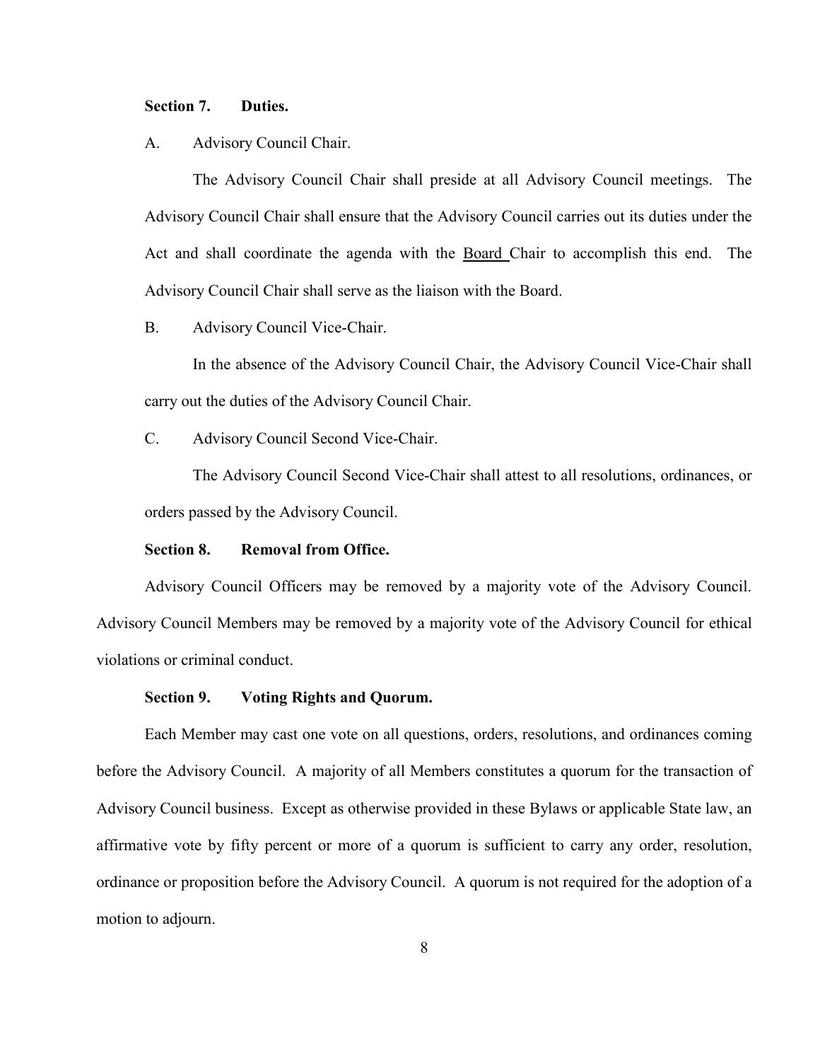**Section 7. Duties.**

A. Advisory Council Chair.

The Advisory Council Chair shall preside at all Advisory Council meetings. The Advisory Council Chair shall ensure that the Advisory Council carries out its duties under the Act and shall coordinate the agenda with the Board Chair to accomplish this end. The Advisory Council Chair shall serve as the liaison with the Board.

B. Advisory Council Vice-Chair.

In the absence of the Advisory Council Chair, the Advisory Council Vice-Chair shall carry out the duties of the Advisory Council Chair.

C. Advisory Council Second Vice-Chair.

The Advisory Council Second Vice-Chair shall attest to all resolutions, ordinances, or orders passed by the Advisory Council.

**Section 8. Removal from Office.**

Advisory Council Officers may be removed by a majority vote of the Advisory Council. Advisory Council Members may be removed by a majority vote of the Advisory Council for ethical violations or criminal conduct.

**Section 9. Voting Rights and Quorum.**

Each Member may cast one vote on all questions, orders, resolutions, and ordinances coming before the Advisory Council. A majority of all Members constitutes a quorum for the transaction of Advisory Council business. Except as otherwise provided in these Bylaws or applicable State law, an affirmative vote by fifty percent or more of a quorum is sufficient to carry any order, resolution, ordinance or proposition before the Advisory Council. A quorum is not required for the adoption of a motion to adjourn.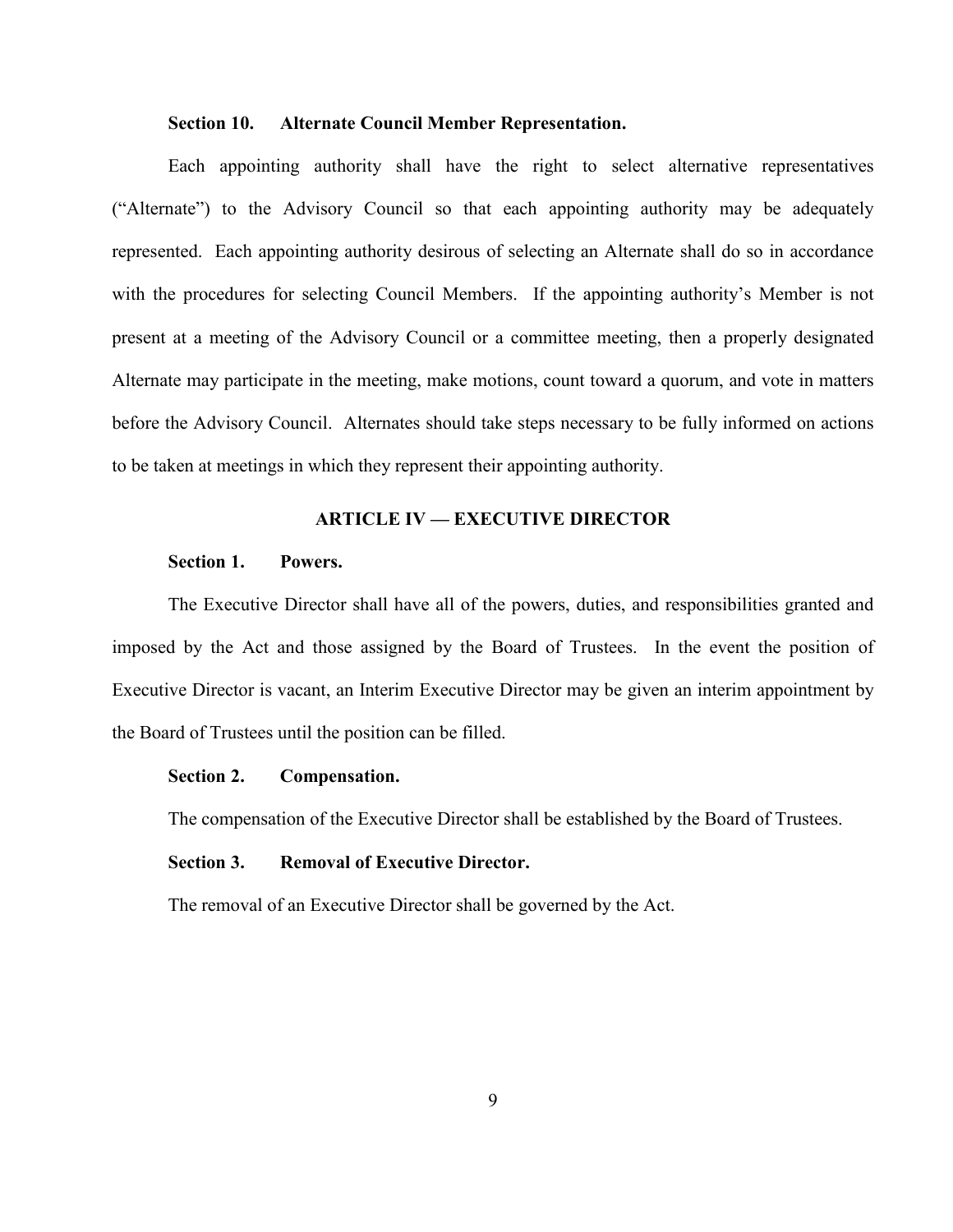**Section 10. Alternate Council Member Representation.**

Each appointing authority shall have the right to select alternative representatives ("Alternate") to the Advisory Council so that each appointing authority may be adequately represented. Each appointing authority desirous of selecting an Alternate shall do so in accordance with the procedures for selecting Council Members. If the appointing authority's Member is not present at a meeting of the Advisory Council or a committee meeting, then a properly designated Alternate may participate in the meeting, make motions, count toward a quorum, and vote in matters before the Advisory Council. Alternates should take steps necessary to be fully informed on actions to be taken at meetings in which they represent their appointing authority.

## ARTICLE IV — EXECUTIVE DIRECTOR

**Section 1. Powers.**

The Executive Director shall have all of the powers, duties, and responsibilities granted and imposed by the Act and those assigned by the Board of Trustees. In the event the position of Executive Director is vacant, an Interim Executive Director may be given an interim appointment by the Board of Trustees until the position can be filled.

**Section 2. Compensation.**

The compensation of the Executive Director shall be established by the Board of Trustees.

**Section 3. Removal of Executive Director.**

The removal of an Executive Director shall be governed by the Act.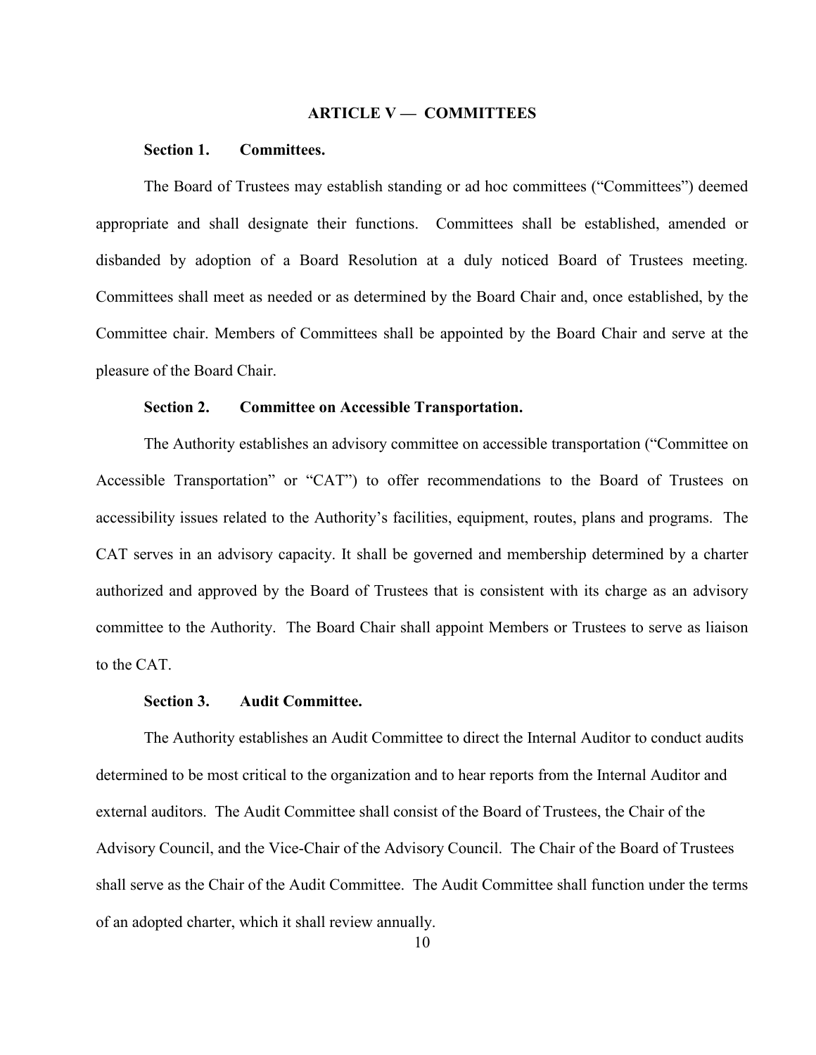## ARTICLE V — COMMITTEES

**Section 1. Committees.**

The Board of Trustees may establish standing or ad hoc committees ("Committees") deemed appropriate and shall designate their functions. Committees shall be established, amended or disbanded by adoption of a Board Resolution at a duly noticed Board of Trustees meeting. Committees shall meet as needed or as determined by the Board Chair and, once established, by the Committee chair. Members of Committees shall be appointed by the Board Chair and serve at the pleasure of the Board Chair.

**Section 2. Committee on Accessible Transportation.**

The Authority establishes an advisory committee on accessible transportation ("Committee on Accessible Transportation" or "CAT") to offer recommendations to the Board of Trustees on accessibility issues related to the Authority's facilities, equipment, routes, plans and programs. The CAT serves in an advisory capacity. It shall be governed and membership determined by a charter authorized and approved by the Board of Trustees that is consistent with its charge as an advisory committee to the Authority. The Board Chair shall appoint Members or Trustees to serve as liaison to the CAT.

**Section 3. Audit Committee.**

The Authority establishes an Audit Committee to direct the Internal Auditor to conduct audits determined to be most critical to the organization and to hear reports from the Internal Auditor and external auditors. The Audit Committee shall consist of the Board of Trustees, the Chair of the Advisory Council, and the Vice-Chair of the Advisory Council. The Chair of the Board of Trustees shall serve as the Chair of the Audit Committee. The Audit Committee shall function under the terms of an adopted charter, which it shall review annually.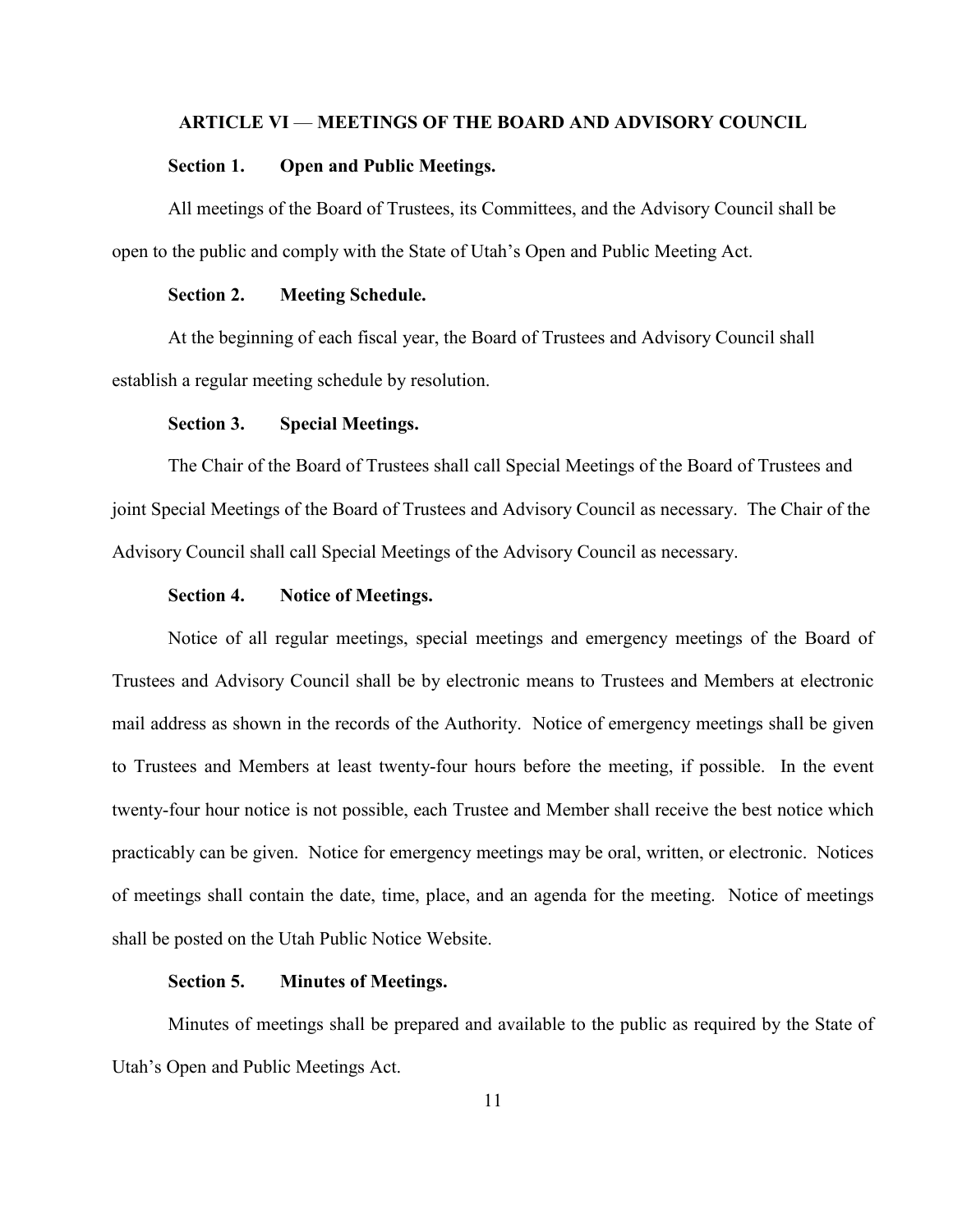## ARTICLE VI — MEETINGS OF THE BOARD AND ADVISORY COUNCIL

### Section 1. Open and Public Meetings.

All meetings of the Board of Trustees, its Committees, and the Advisory Council shall be open to the public and comply with the State of Utah's Open and Public Meeting Act.

### Section 2. Meeting Schedule.

At the beginning of each fiscal year, the Board of Trustees and Advisory Council shall establish a regular meeting schedule by resolution.

### Section 3. Special Meetings.

The Chair of the Board of Trustees shall call Special Meetings of the Board of Trustees and joint Special Meetings of the Board of Trustees and Advisory Council as necessary. The Chair of the Advisory Council shall call Special Meetings of the Advisory Council as necessary.

### Section 4. Notice of Meetings.

Notice of all regular meetings, special meetings and emergency meetings of the Board of Trustees and Advisory Council shall be by electronic means to Trustees and Members at electronic mail address as shown in the records of the Authority. Notice of emergency meetings shall be given to Trustees and Members at least twenty-four hours before the meeting, if possible. In the event twenty-four hour notice is not possible, each Trustee and Member shall receive the best notice which practicably can be given. Notice for emergency meetings may be oral, written, or electronic. Notices of meetings shall contain the date, time, place, and an agenda for the meeting. Notice of meetings shall be posted on the Utah Public Notice Website.

### Section 5. Minutes of Meetings.

Minutes of meetings shall be prepared and available to the public as required by the State of Utah's Open and Public Meetings Act.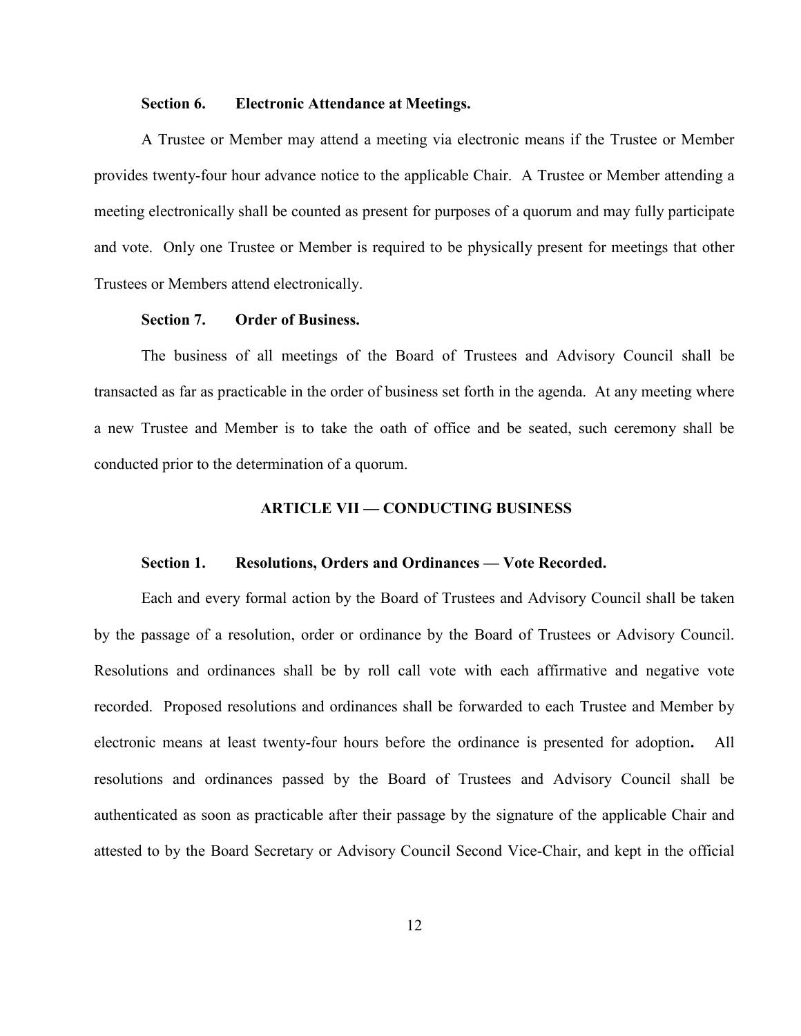**Section 6. Electronic Attendance at Meetings.**

A Trustee or Member may attend a meeting via electronic means if the Trustee or Member provides twenty-four hour advance notice to the applicable Chair. A Trustee or Member attending a meeting electronically shall be counted as present for purposes of a quorum and may fully participate and vote. Only one Trustee or Member is required to be physically present for meetings that other Trustees or Members attend electronically.

**Section 7. Order of Business.**

The business of all meetings of the Board of Trustees and Advisory Council shall be transacted as far as practicable in the order of business set forth in the agenda. At any meeting where a new Trustee and Member is to take the oath of office and be seated, such ceremony shall be conducted prior to the determination of a quorum.

## ARTICLE VII — CONDUCTING BUSINESS

**Section 1. Resolutions, Orders and Ordinances — Vote Recorded.**

Each and every formal action by the Board of Trustees and Advisory Council shall be taken by the passage of a resolution, order or ordinance by the Board of Trustees or Advisory Council. Resolutions and ordinances shall be by roll call vote with each affirmative and negative vote recorded. Proposed resolutions and ordinances shall be forwarded to each Trustee and Member by electronic means at least twenty-four hours before the ordinance is presented for adoption. All resolutions and ordinances passed by the Board of Trustees and Advisory Council shall be authenticated as soon as practicable after their passage by the signature of the applicable Chair and attested to by the Board Secretary or Advisory Council Second Vice-Chair, and kept in the official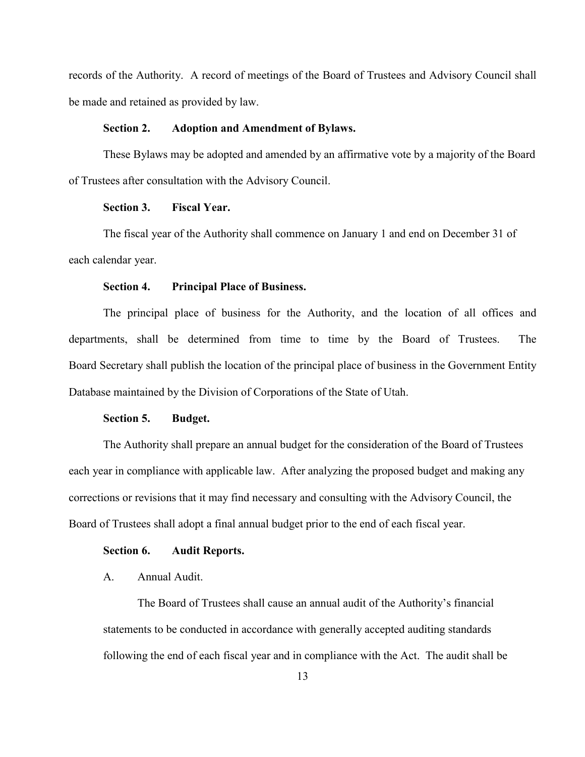records of the Authority. A record of meetings of the Board of Trustees and Advisory Council shall be made and retained as provided by law.

**Section 2. Adoption and Amendment of Bylaws.**

These Bylaws may be adopted and amended by an affirmative vote by a majority of the Board of Trustees after consultation with the Advisory Council.

**Section 3. Fiscal Year.**

The fiscal year of the Authority shall commence on January 1 and end on December 31 of each calendar year.

**Section 4. Principal Place of Business.**

The principal place of business for the Authority, and the location of all offices and departments, shall be determined from time to time by the Board of Trustees. The Board Secretary shall publish the location of the principal place of business in the Government Entity Database maintained by the Division of Corporations of the State of Utah.

**Section 5. Budget.**

The Authority shall prepare an annual budget for the consideration of the Board of Trustees each year in compliance with applicable law. After analyzing the proposed budget and making any corrections or revisions that it may find necessary and consulting with the Advisory Council, the Board of Trustees shall adopt a final annual budget prior to the end of each fiscal year.

**Section 6. Audit Reports.**

A. Annual Audit.

The Board of Trustees shall cause an annual audit of the Authority's financial statements to be conducted in accordance with generally accepted auditing standards following the end of each fiscal year and in compliance with the Act. The audit shall be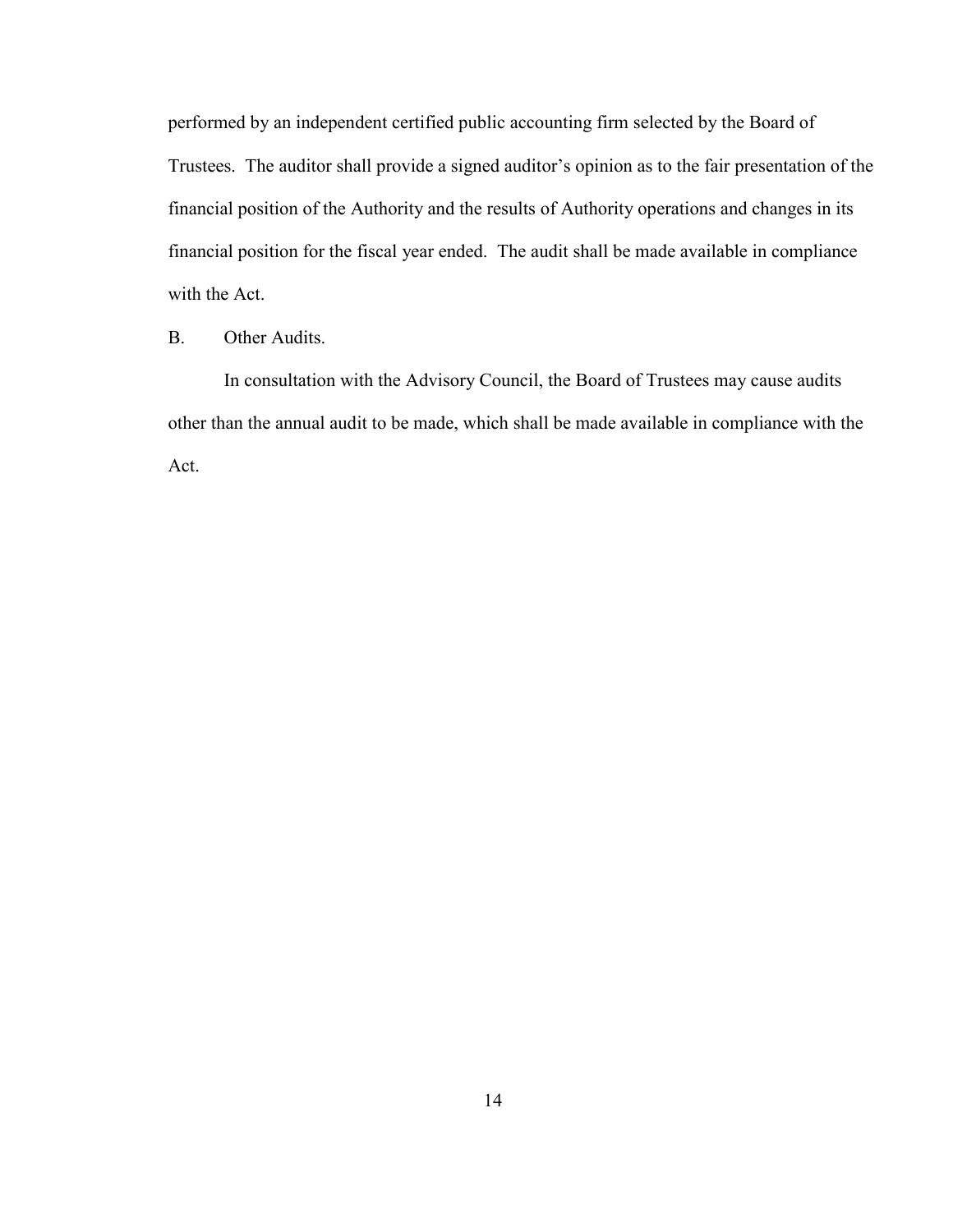performed by an independent certified public accounting firm selected by the Board of Trustees. The auditor shall provide a signed auditor's opinion as to the fair presentation of the financial position of the Authority and the results of Authority operations and changes in its financial position for the fiscal year ended. The audit shall be made available in compliance with the Act.

B. Other Audits.

In consultation with the Advisory Council, the Board of Trustees may cause audits other than the annual audit to be made, which shall be made available in compliance with the Act.